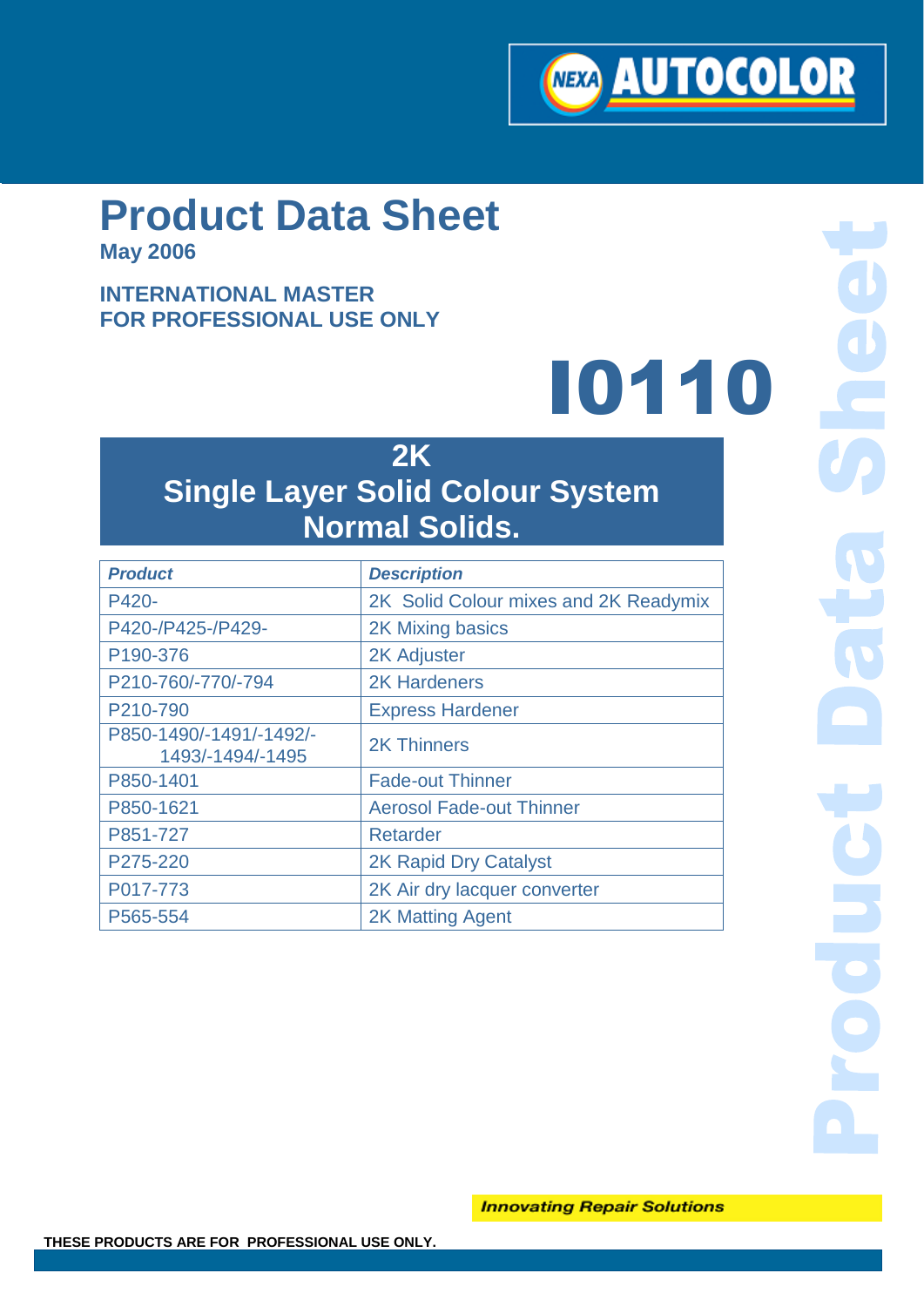# Product Data Sheet

**May 2006**

**INTERNATIONAL MASTER**
**FOR PROFESSIONAL USE ONLY**

# I0110

## 2K
## Single Layer Solid Colour System
## Normal Solids.

| ***Product*** | ***Description*** |
| --- | --- |
| P420- | 2K Solid Colour mixes and 2K Readymix |
| P420-/P425-/P429- | 2K Mixing basics |
| P190-376 | 2K Adjuster |
| P210-760/-770/-794 | 2K Hardeners |
| P210-790 | Express Hardener |
| P850-1490/-1491/-1492/-1493/-1494/-1495 | 2K Thinners |
| P850-1401 | Fade-out Thinner |
| P850-1621 | Aerosol Fade-out Thinner |
| P851-727 | Retarder |
| P275-220 | 2K Rapid Dry Catalyst |
| P017-773 | 2K Air dry lacquer converter |
| P565-554 | 2K Matting Agent |

***Innovating Repair Solutions***

**THESE PRODUCTS ARE FOR PROFESSIONAL USE ONLY.**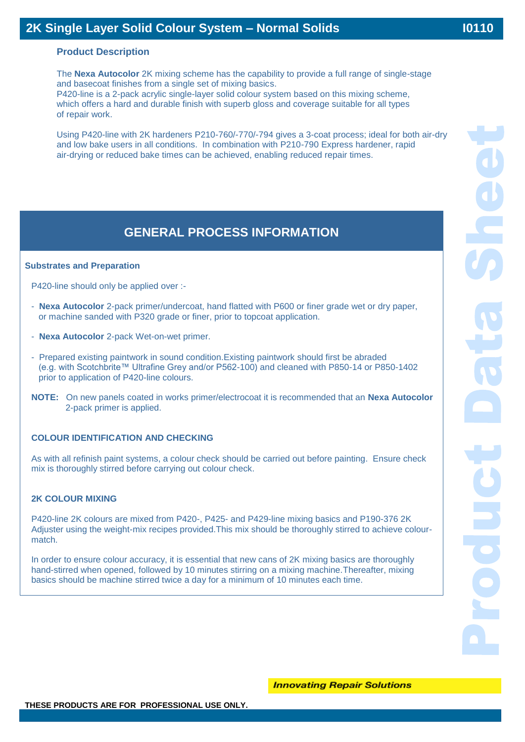# 2K Single Layer Solid Colour System – Normal Solids

I0110

## Product Description

The **Nexa Autocolor** 2K mixing scheme has the capability to provide a full range of single-stage and basecoat finishes from a single set of mixing basics.
P420-line is a 2-pack acrylic single-layer solid colour system based on this mixing scheme, which offers a hard and durable finish with superb gloss and coverage suitable for all types of repair work.

Using P420-line with 2K hardeners P210-760/-770/-794 gives a 3-coat process; ideal for both air-dry and low bake users in all conditions. In combination with P210-790 Express hardener, rapid air-drying or reduced bake times can be achieved, enabling reduced repair times.

## GENERAL PROCESS INFORMATION

### Substrates and Preparation

P420-line should only be applied over :-

- **Nexa Autocolor** 2-pack primer/undercoat, hand flatted with P600 or finer grade wet or dry paper, or machine sanded with P320 grade or finer, prior to topcoat application.
- **Nexa Autocolor** 2-pack Wet-on-wet primer.
- Prepared existing paintwork in sound condition.Existing paintwork should first be abraded (e.g. with Scotchbrite™ Ultrafine Grey and/or P562-100) and cleaned with P850-14 or P850-1402 prior to application of P420-line colours.

**NOTE:** On new panels coated in works primer/electrocoat it is recommended that an **Nexa Autocolor** 2-pack primer is applied.

### COLOUR IDENTIFICATION AND CHECKING

As with all refinish paint systems, a colour check should be carried out before painting. Ensure check mix is thoroughly stirred before carrying out colour check.

### 2K COLOUR MIXING

P420-line 2K colours are mixed from P420-, P425- and P429-line mixing basics and P190-376 2K Adjuster using the weight-mix recipes provided.This mix should be thoroughly stirred to achieve colour-match.

In order to ensure colour accuracy, it is essential that new cans of 2K mixing basics are thoroughly hand-stirred when opened, followed by 10 minutes stirring on a mixing machine.Thereafter, mixing basics should be machine stirred twice a day for a minimum of 10 minutes each time.

*Innovating Repair Solutions*

**THESE PRODUCTS ARE FOR PROFESSIONAL USE ONLY.**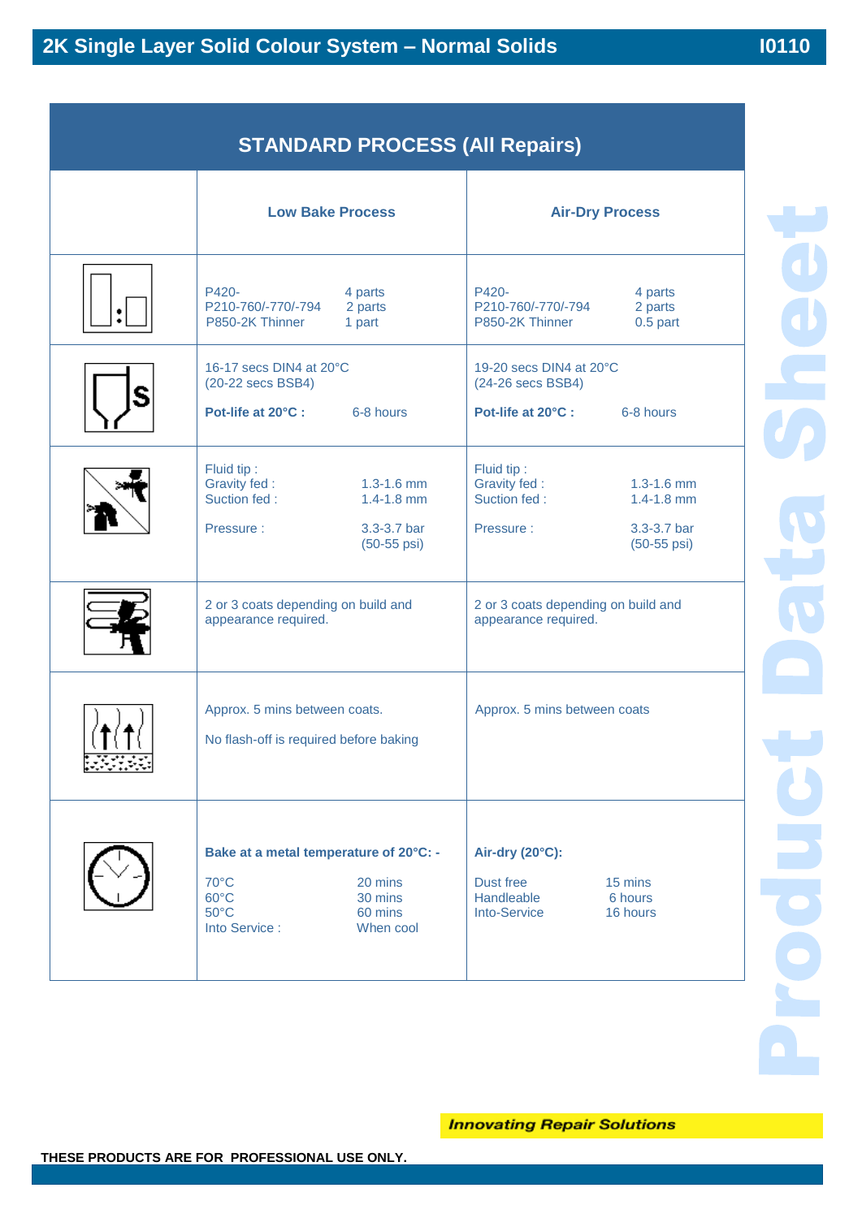# 2K Single Layer Solid Colour System – Normal Solids

I0110

## STANDARD PROCESS (All Repairs)

| | Low Bake Process | Air-Dry Process |
|---|---|---|
| | P420- 4 parts<br>P210-760/-770/-794 2 parts<br>P850-2K Thinner 1 part | P420- 4 parts<br>P210-760/-770/-794 2 parts<br>P850-2K Thinner 0.5 part |
| | 16-17 secs DIN4 at 20°C<br>(20-22 secs BSB4)<br>**Pot-life at 20°C :** 6-8 hours | 19-20 secs DIN4 at 20°C<br>(24-26 secs BSB4)<br>**Pot-life at 20°C :** 6-8 hours |
| | Fluid tip :<br>Gravity fed : 1.3-1.6 mm<br>Suction fed : 1.4-1.8 mm<br>Pressure : 3.3-3.7 bar (50-55 psi) | Fluid tip :<br>Gravity fed : 1.3-1.6 mm<br>Suction fed : 1.4-1.8 mm<br>Pressure : 3.3-3.7 bar (50-55 psi) |
| | 2 or 3 coats depending on build and appearance required. | 2 or 3 coats depending on build and appearance required. |
| | Approx. 5 mins between coats.<br>No flash-off is required before baking | Approx. 5 mins between coats |
| | **Bake at a metal temperature of 20°C: -**<br>70°C 20 mins<br>60°C 30 mins<br>50°C 60 mins<br>Into Service : When cool | **Air-dry (20°C):**<br>Dust free 15 mins<br>Handleable 6 hours<br>Into-Service 16 hours |

***Innovating Repair Solutions***

**THESE PRODUCTS ARE FOR PROFESSIONAL USE ONLY.**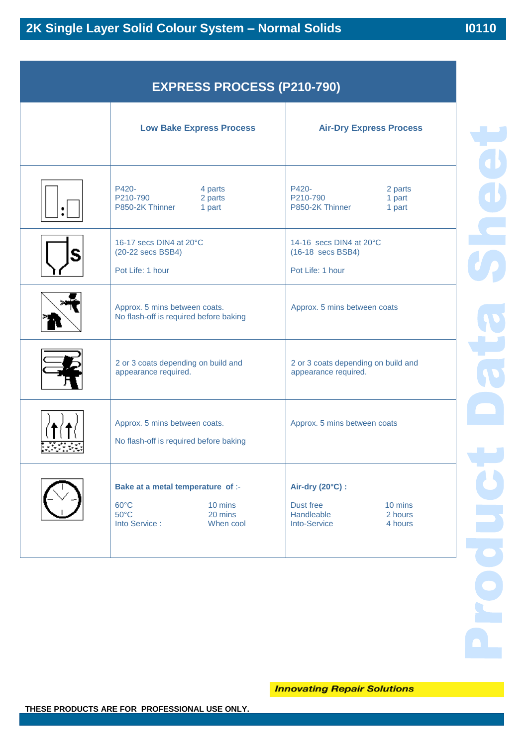## EXPRESS PROCESS (P210-790)

| | Low Bake Express Process | Air-Dry Express Process |
|---|---|---|
| | P420- 4 parts<br>P210-790 2 parts<br>P850-2K Thinner 1 part | P420- 2 parts<br>P210-790 1 part<br>P850-2K Thinner 1 part |
| | 16-17 secs DIN4 at 20°C<br>(20-22 secs BSB4)<br><br>Pot Life: 1 hour | 14-16 secs DIN4 at 20°C<br>(16-18 secs BSB4)<br><br>Pot Life: 1 hour |
| | Approx. 5 mins between coats.<br>No flash-off is required before baking | Approx. 5 mins between coats |
| | 2 or 3 coats depending on build and appearance required. | 2 or 3 coats depending on build and appearance required. |
| | Approx. 5 mins between coats.<br><br>No flash-off is required before baking | Approx. 5 mins between coats |
| | **Bake at a metal temperature of** :-<br><br>60°C 10 mins<br>50°C 20 mins<br>Into Service : When cool | **Air-dry (20°C) :**<br><br>Dust free 10 mins<br>Handleable 2 hours<br>Into-Service 4 hours |

***Innovating Repair Solutions***

**THESE PRODUCTS ARE FOR PROFESSIONAL USE ONLY.**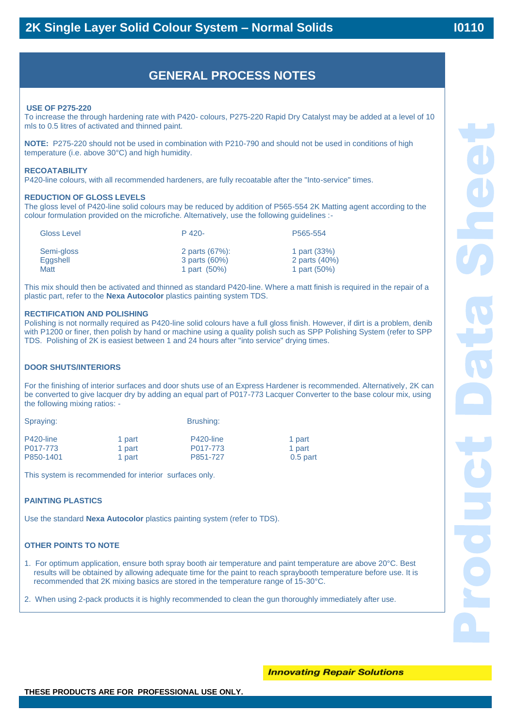## GENERAL PROCESS NOTES

**USE OF P275-220**

To increase the through hardening rate with P420- colours, P275-220 Rapid Dry Catalyst may be added at a level of 10 mls to 0.5 litres of activated and thinned paint.

**NOTE:** P275-220 should not be used in combination with P210-790 and should not be used in conditions of high temperature (i.e. above 30°C) and high humidity.

**RECOATABILITY**

P420-line colours, with all recommended hardeners, are fully recoatable after the "Into-service" times.

**REDUCTION OF GLOSS LEVELS**

The gloss level of P420-line solid colours may be reduced by addition of P565-554 2K Matting agent according to the colour formulation provided on the microfiche. Alternatively, use the following guidelines :-

| Gloss Level | P 420- | P565-554 |
|---|---|---|
| Semi-gloss | 2 parts (67%): | 1 part (33%) |
| Eggshell | 3 parts (60%) | 2 parts (40%) |
| Matt | 1 part (50%) | 1 part (50%) |

This mix should then be activated and thinned as standard P420-line. Where a matt finish is required in the repair of a plastic part, refer to the **Nexa Autocolor** plastics painting system TDS.

**RECTIFICATION AND POLISHING**

Polishing is not normally required as P420-line solid colours have a full gloss finish. However, if dirt is a problem, denib with P1200 or finer, then polish by hand or machine using a quality polish such as SPP Polishing System (refer to SPP TDS. Polishing of 2K is easiest between 1 and 24 hours after "into service" drying times.

**DOOR SHUTS/INTERIORS**

For the finishing of interior surfaces and door shuts use of an Express Hardener is recommended. Alternatively, 2K can be converted to give lacquer dry by adding an equal part of P017-773 Lacquer Converter to the base colour mix, using the following mixing ratios: -

| Spraying: | | Brushing: | |
|---|---|---|---|
| P420-line | 1 part | P420-line | 1 part |
| P017-773 | 1 part | P017-773 | 1 part |
| P850-1401 | 1 part | P851-727 | 0.5 part |

This system is recommended for interior surfaces only.

**PAINTING PLASTICS**

Use the standard **Nexa Autocolor** plastics painting system (refer to TDS).

**OTHER POINTS TO NOTE**

1. For optimum application, ensure both spray booth air temperature and paint temperature are above 20°C. Best results will be obtained by allowing adequate time for the paint to reach spraybooth temperature before use. It is recommended that 2K mixing basics are stored in the temperature range of 15-30°C.
2. When using 2-pack products it is highly recommended to clean the gun thoroughly immediately after use.

*Innovating Repair Solutions*

**THESE PRODUCTS ARE FOR PROFESSIONAL USE ONLY.**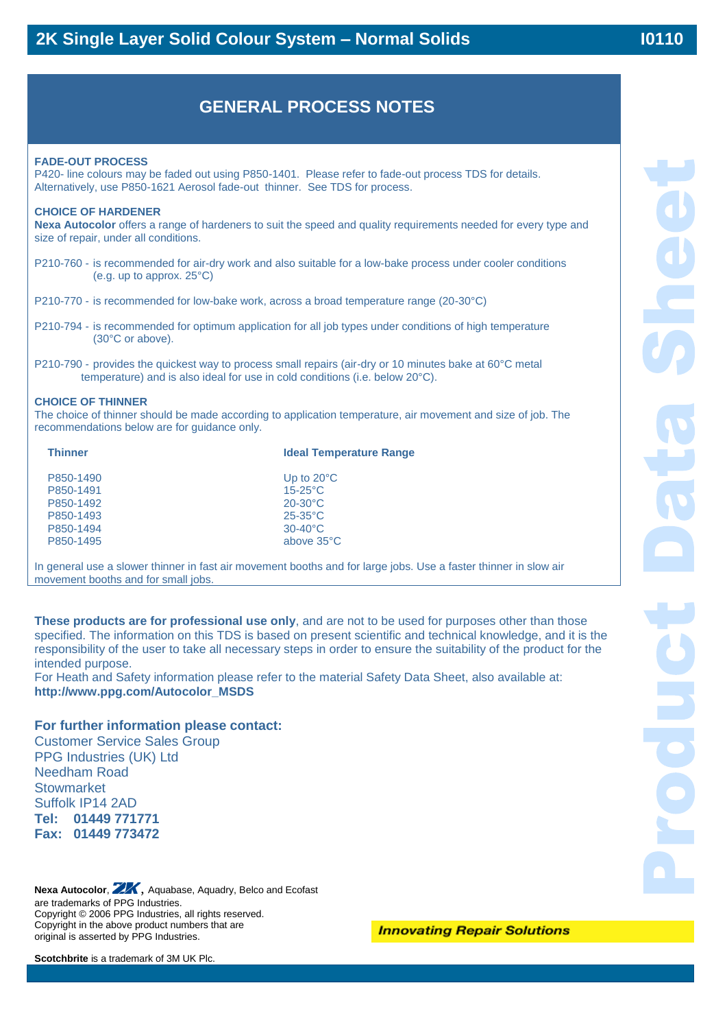# GENERAL PROCESS NOTES

**FADE-OUT PROCESS**

P420- line colours may be faded out using P850-1401. Please refer to fade-out process TDS for details. Alternatively, use P850-1621 Aerosol fade-out thinner. See TDS for process.

**CHOICE OF HARDENER**

**Nexa Autocolor** offers a range of hardeners to suit the speed and quality requirements needed for every type and size of repair, under all conditions.

P210-760 - is recommended for air-dry work and also suitable for a low-bake process under cooler conditions (e.g. up to approx. 25°C)

P210-770 - is recommended for low-bake work, across a broad temperature range (20-30°C)

P210-794 - is recommended for optimum application for all job types under conditions of high temperature (30°C or above).

P210-790 - provides the quickest way to process small repairs (air-dry or 10 minutes bake at 60°C metal temperature) and is also ideal for use in cold conditions (i.e. below 20°C).

**CHOICE OF THINNER**

The choice of thinner should be made according to application temperature, air movement and size of job. The recommendations below are for guidance only.

| Thinner | Ideal Temperature Range |
|---|---|
| P850-1490 | Up to 20°C |
| P850-1491 | 15-25°C |
| P850-1492 | 20-30°C |
| P850-1493 | 25-35°C |
| P850-1494 | 30-40°C |
| P850-1495 | above 35°C |

In general use a slower thinner in fast air movement booths and for large jobs. Use a faster thinner in slow air movement booths and for small jobs.

**These products are for professional use only**, and are not to be used for purposes other than those specified. The information on this TDS is based on present scientific and technical knowledge, and it is the responsibility of the user to take all necessary steps in order to ensure the suitability of the product for the intended purpose.
For Heath and Safety information please refer to the material Safety Data Sheet, also available at:
**http://www.ppg.com/Autocolor_MSDS**

**For further information please contact:**
Customer Service Sales Group
PPG Industries (UK) Ltd
Needham Road
Stowmarket
Suffolk IP14 2AD
**Tel: 01449 771771**
**Fax: 01449 773472**

**Nexa Autocolor**, 2K, Aquabase, Aquadry, Belco and Ecofast are trademarks of PPG Industries.
Copyright © 2006 PPG Industries, all rights reserved.
Copyright in the above product numbers that are original is asserted by PPG Industries.

**Scotchbrite** is a trademark of 3M UK Plc.

***Innovating Repair Solutions***